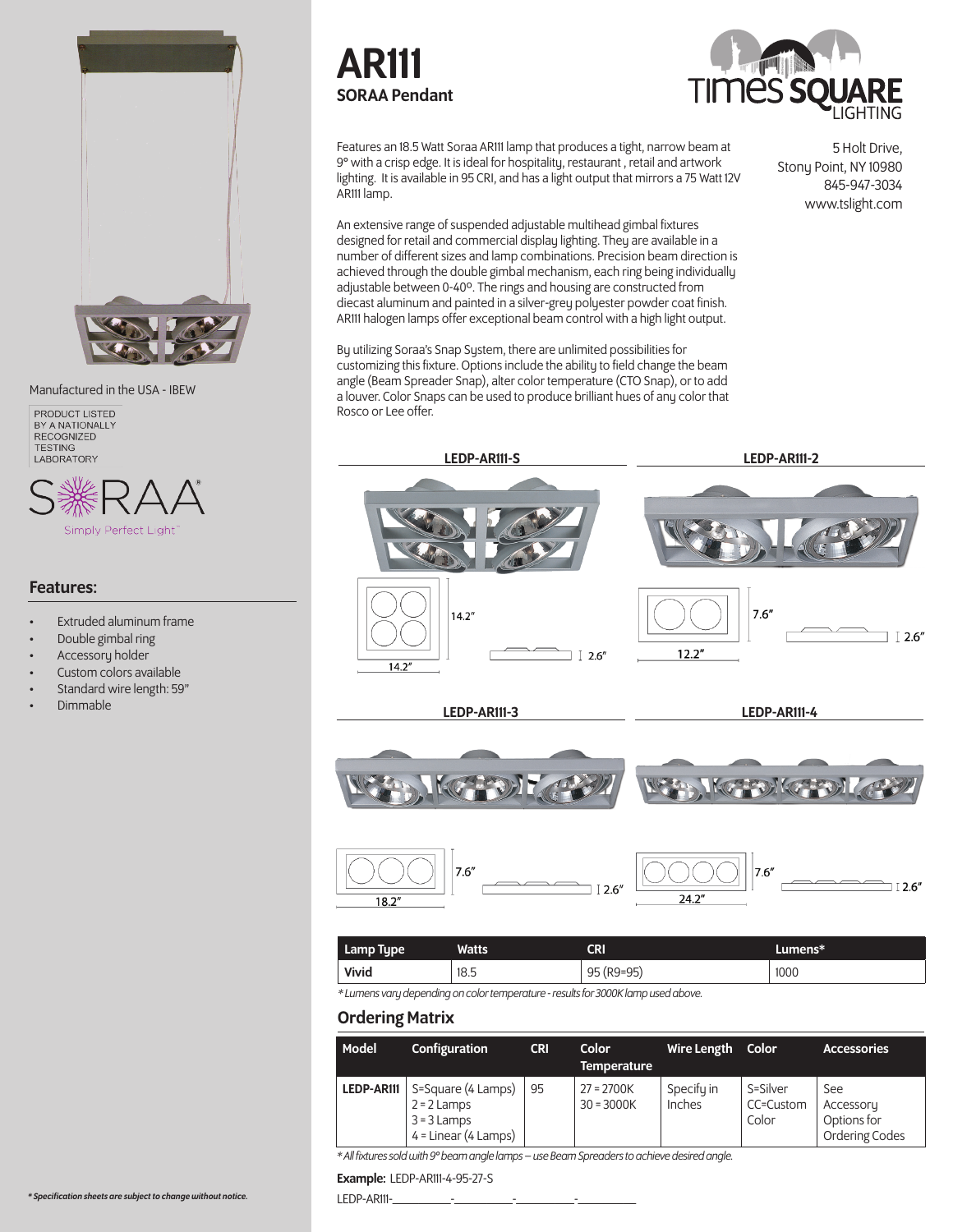# AR111

## SORAA Pendant

Features an 18.5 Watt Soraa AR111 lamp that produces a tight, narrow beam at 9° with a crisp edge. It is ideal for hospitality, restaurant , retail and artwork lighting. It is available in 95 CRI, and has a light output that mirrors a 75 Watt 12V AR111 lamp.

An extensive range of suspended adjustable multihead gimbal fixtures designed for retail and commercial display lighting. They are available in a number of different sizes and lamp combinations. Precision beam direction is achieved through the double gimbal mechanism, each ring being individually adjustable between 0-40º. The rings and housing are constructed from diecast aluminum and painted in a silver-grey polyester powder coat finish. AR111 halogen lamps offer exceptional beam control with a high light output.

By utilizing Soraa's Snap System, there are unlimited possibilities for customizing this fixture. Options include the ability to field change the beam angle (Beam Spreader Snap), alter color temperature (CTO Snap), or to add a louver. Color Snaps can be used to produce brilliant hues of any color that Rosco or Lee offer.

Times Square Lighting

5 Holt Drive,
Stony Point, NY 10980
845-947-3034
www.tslight.com

Manufactured in the USA - IBEW

PRODUCT LISTED BY A NATIONALLY RECOGNIZED TESTING LABORATORY

SORAA Simply Perfect Light™

## Features:

- Extruded aluminum frame
- Double gimbal ring
- Accessory holder
- Custom colors available
- Standard wire length: 59"
- Dimmable

### LEDP-AR111-S

14.2" × 14.2", 2.6"

### LEDP-AR111-2

12.2" × 7.6", 2.6"

### LEDP-AR111-3

18.2" × 7.6", 2.6"

### LEDP-AR111-4

24.2" × 7.6", 2.6"

| Lamp Type | Watts | CRI | Lumens* |
|---|---|---|---|
| Vivid | 18.5 | 95 (R9=95) | 1000 |

*\* Lumens vary depending on color temperature - results for 3000K lamp used above.*

## Ordering Matrix

| Model | Configuration | CRI | Color Temperature | Wire Length | Color | Accessories |
|---|---|---|---|---|---|---|
| LEDP-AR111 | S=Square (4 Lamps)<br>2 = 2 Lamps<br>3 = 3 Lamps<br>4 = Linear (4 Lamps) | 95 | 27 = 2700K<br>30 = 3000K | Specify in Inches | S=Silver<br>CC=Custom Color | See Accessory Options for Ordering Codes |

*\* All fixtures sold with 9º beam angle lamps – use Beam Spreaders to achieve desired angle.*

**Example:** LEDP-AR111-4-95-27-S

LEDP-AR111-__________-__________-__________-__________

*\* Specification sheets are subject to change without notice.*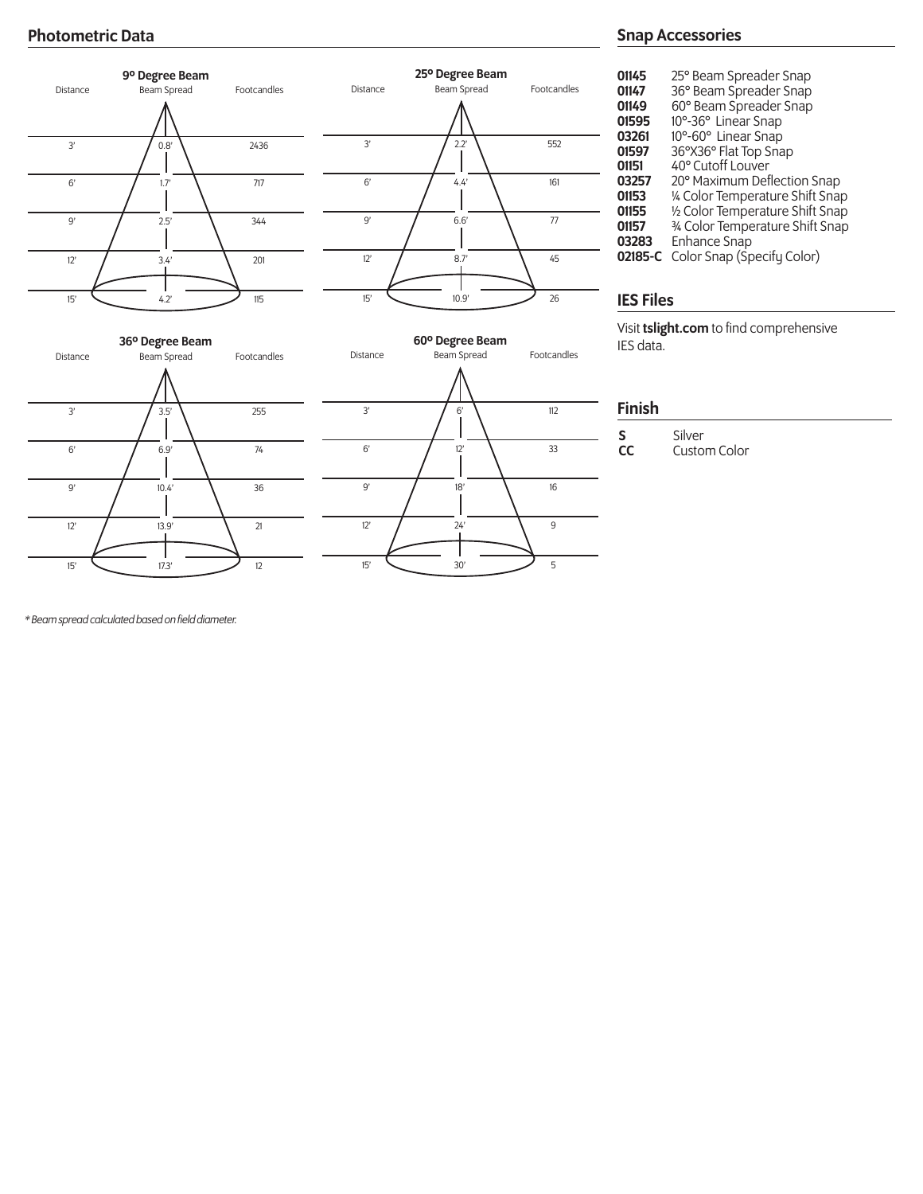## Photometric Data

**9º Degree Beam**

Distance
Beam Spread
Footcandles

3'
0.8'
2436

6'
1.7'
717

9'
2.5'
344

12'
3.4'
201

15'
4.2'
115

**25º Degree Beam**

Distance
Beam Spread
Footcandles

3'
2.2'
552

6'
4.4'
161

9'
6.6'
77

12'
8.7'
45

15'
10.9'
26

**36º Degree Beam**

Distance
Beam Spread
Footcandles

3'
3.5'
255

6'
6.9'
74

9'
10.4'
36

12'
13.9'
21

15'
17.3'
12

**60º Degree Beam**

Distance
Beam Spread
Footcandles

3'
6'
112

6'
12'
33

9'
18'
16

12'
24'
9

15'
30'
5

*\* Beam spread calculated based on field diameter.*

## Snap Accessories

| | |
|---|---|
| **01145** | 25° Beam Spreader Snap |
| **01147** | 36° Beam Spreader Snap |
| **01149** | 60° Beam Spreader Snap |
| **01595** | 10°-36° Linear Snap |
| **03261** | 10°-60° Linear Snap |
| **01597** | 36°X36° Flat Top Snap |
| **01151** | 40° Cutoff Louver |
| **03257** | 20° Maximum Deflection Snap |
| **01153** | ¼ Color Temperature Shift Snap |
| **01155** | ½ Color Temperature Shift Snap |
| **01157** | ¾ Color Temperature Shift Snap |
| **03283** | Enhance Snap |
| **02185-C** | Color Snap (Specify Color) |

## IES Files

Visit **tslight.com** to find comprehensive IES data.

## Finish

| | |
|---|---|
| **S** | Silver |
| **CC** | Custom Color |